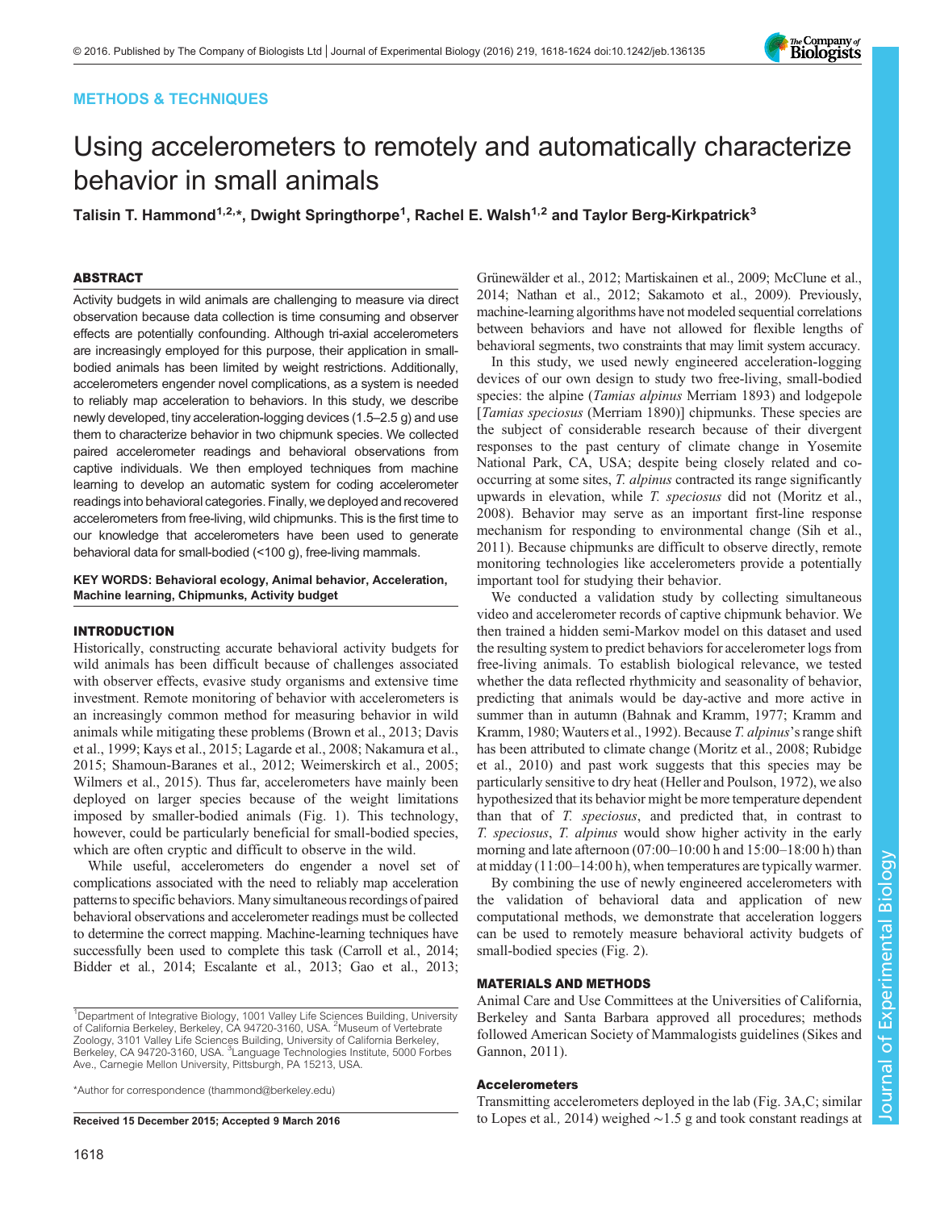METHODS & TECHNIQUES

# Using accelerometers to remotely and automatically characterize behavior in small animals

**Talisin T. Hammond[1,2,*], Dwight Springthorpe[1], Rachel E. Walsh[1,2] and Taylor Berg-Kirkpatrick[3]**

## ABSTRACT

Activity budgets in wild animals are challenging to measure via direct observation because data collection is time consuming and observer effects are potentially confounding. Although tri-axial accelerometers are increasingly employed for this purpose, their application in small-bodied animals has been limited by weight restrictions. Additionally, accelerometers engender novel complications, as a system is needed to reliably map acceleration to behaviors. In this study, we describe newly developed, tiny acceleration-logging devices (1.5–2.5 g) and use them to characterize behavior in two chipmunk species. We collected paired accelerometer readings and behavioral observations from captive individuals. We then employed techniques from machine learning to develop an automatic system for coding accelerometer readings into behavioral categories. Finally, we deployed and recovered accelerometers from free-living, wild chipmunks. This is the first time to our knowledge that accelerometers have been used to generate behavioral data for small-bodied (<100 g), free-living mammals.

**KEY WORDS: Behavioral ecology, Animal behavior, Acceleration, Machine learning, Chipmunks, Activity budget**

## INTRODUCTION

Historically, constructing accurate behavioral activity budgets for wild animals has been difficult because of challenges associated with observer effects, evasive study organisms and extensive time investment. Remote monitoring of behavior with accelerometers is an increasingly common method for measuring behavior in wild animals while mitigating these problems (Brown et al., 2013; Davis et al., 1999; Kays et al., 2015; Lagarde et al., 2008; Nakamura et al., 2015; Shamoun-Baranes et al., 2012; Weimerskirch et al., 2005; Wilmers et al., 2015). Thus far, accelerometers have mainly been deployed on larger species because of the weight limitations imposed by smaller-bodied animals (Fig. 1). This technology, however, could be particularly beneficial for small-bodied species, which are often cryptic and difficult to observe in the wild.

While useful, accelerometers do engender a novel set of complications associated with the need to reliably map acceleration patterns to specific behaviors. Many simultaneous recordings of paired behavioral observations and accelerometer readings must be collected to determine the correct mapping. Machine-learning techniques have successfully been used to complete this task (Carroll et al., 2014; Bidder et al., 2014; Escalante et al., 2013; Gao et al., 2013; Grünewälder et al., 2012; Martiskainen et al., 2009; McClune et al., 2014; Nathan et al., 2012; Sakamoto et al., 2009). Previously, machine-learning algorithms have not modeled sequential correlations between behaviors and have not allowed for flexible lengths of behavioral segments, two constraints that may limit system accuracy.

In this study, we used newly engineered acceleration-logging devices of our own design to study two free-living, small-bodied species: the alpine (*Tamias alpinus* Merriam 1893) and lodgepole [*Tamias speciosus* (Merriam 1890)] chipmunks. These species are the subject of considerable research because of their divergent responses to the past century of climate change in Yosemite National Park, CA, USA; despite being closely related and co-occurring at some sites, *T. alpinus* contracted its range significantly upwards in elevation, while *T. speciosus* did not (Moritz et al., 2008). Behavior may serve as an important first-line response mechanism for responding to environmental change (Sih et al., 2011). Because chipmunks are difficult to observe directly, remote monitoring technologies like accelerometers provide a potentially important tool for studying their behavior.

We conducted a validation study by collecting simultaneous video and accelerometer records of captive chipmunk behavior. We then trained a hidden semi-Markov model on this dataset and used the resulting system to predict behaviors for accelerometer logs from free-living animals. To establish biological relevance, we tested whether the data reflected rhythmicity and seasonality of behavior, predicting that animals would be day-active and more active in summer than in autumn (Bahnak and Kramm, 1977; Kramm and Kramm, 1980; Wauters et al., 1992). Because *T. alpinus*'s range shift has been attributed to climate change (Moritz et al., 2008; Rubidge et al., 2010) and past work suggests that this species may be particularly sensitive to dry heat (Heller and Poulson, 1972), we also hypothesized that its behavior might be more temperature dependent than that of *T. speciosus*, and predicted that, in contrast to *T. speciosus*, *T. alpinus* would show higher activity in the early morning and late afternoon (07:00–10:00 h and 15:00–18:00 h) than at midday (11:00–14:00 h), when temperatures are typically warmer.

By combining the use of newly engineered devices with the validation of behavioral data and application of new computational methods, we demonstrate that acceleration loggers can be used to remotely measure behavioral activity budgets of small-bodied species (Fig. 2).

## MATERIALS AND METHODS

Animal Care and Use Committees at the Universities of California, Berkeley and Santa Barbara approved all procedures; methods followed American Society of Mammalogists guidelines (Sikes and Gannon, 2011).

### Accelerometers

Transmitting accelerometers deployed in the lab (Fig. 3A,C; similar to Lopes et al., 2014) weighed ~1.5 g and took constant readings at

[1]Department of Integrative Biology, 1001 Valley Life Sciences Building, University of California Berkeley, Berkeley, CA 94720-3160, USA. [2]Museum of Vertebrate Zoology, 3101 Valley Life Sciences Building, University of California Berkeley, Berkeley, CA 94720-3160, USA. [3]Language Technologies Institute, 5000 Forbes Ave., Carnegie Mellon University, Pittsburgh, PA 15213, USA.

*Author for correspondence (thammond@berkeley.edu)

Received 15 December 2015; Accepted 9 March 2016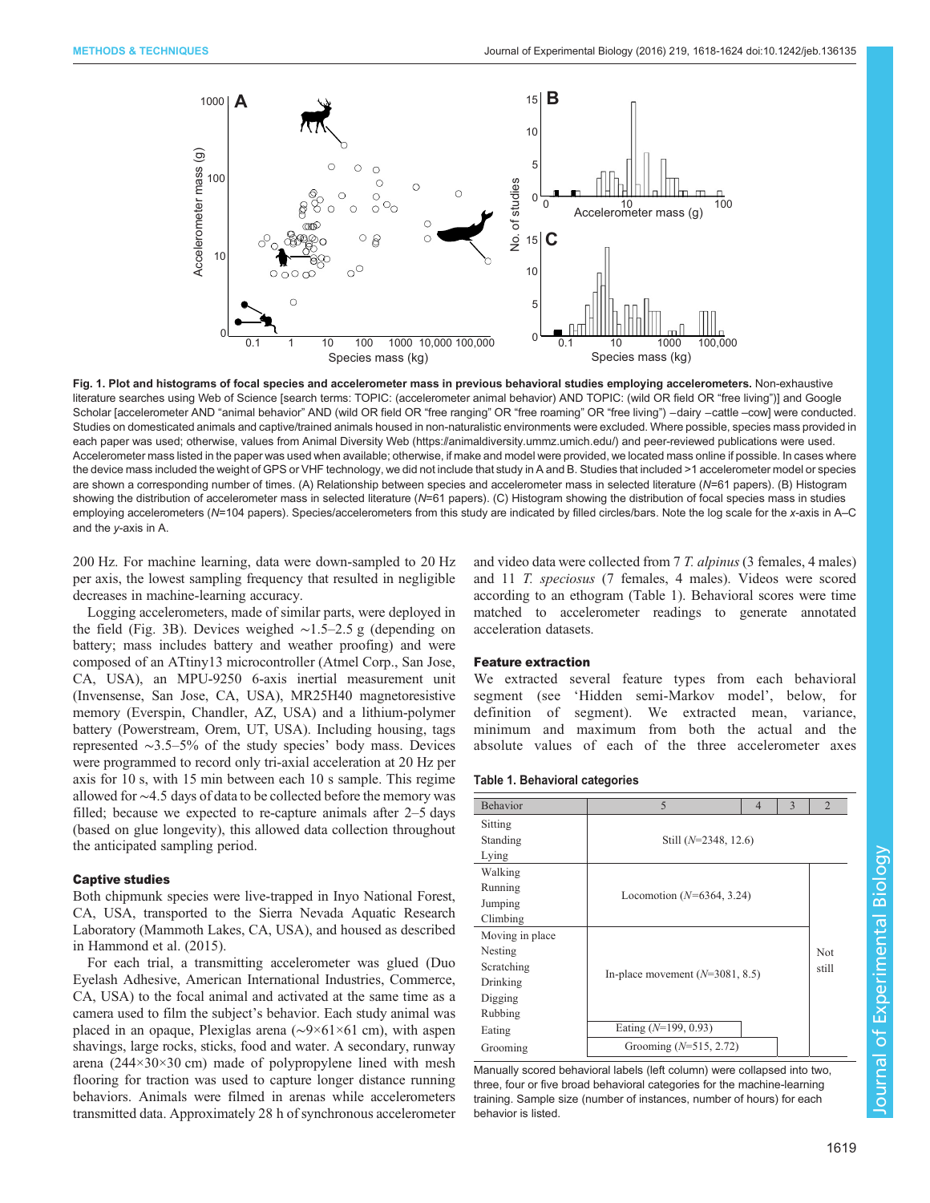**Fig. 1. Plot and histograms of focal species and accelerometer mass in previous behavioral studies employing accelerometers.** Non-exhaustive literature searches using Web of Science [search terms: TOPIC: (accelerometer animal behavior) AND TOPIC: (wild OR field OR "free living")] and Google Scholar [accelerometer AND "animal behavior" AND (wild OR field OR "free ranging" OR "free roaming" OR "free living") −dairy −cattle −cow] were conducted. Studies on domesticated animals and captive/trained animals housed in non-naturalistic environments were excluded. Where possible, species mass provided in each paper was used; otherwise, values from Animal Diversity Web (https://animaldiversity.ummz.umich.edu/) and peer-reviewed publications were used. Accelerometer mass listed in the paper was used when available; otherwise, if make and model were provided, we located mass online if possible. In cases where the device mass included the weight of GPS or VHF technology, we did not include that study in A and B. Studies that included >1 accelerometer model or species are shown a corresponding number of times. (A) Relationship between species and accelerometer mass in selected literature ($N$=61 papers). (B) Histogram showing the distribution of accelerometer mass in selected literature ($N$=61 papers). (C) Histogram showing the distribution of focal species mass in studies employing accelerometers ($N$=104 papers). Species/accelerometers from this study are indicated by filled circles/bars. Note the log scale for the $x$-axis in A–C and the $y$-axis in A.

200 Hz. For machine learning, data were down-sampled to 20 Hz per axis, the lowest sampling frequency that resulted in negligible decreases in machine-learning accuracy.

Logging accelerometers, made of similar parts, were deployed in the field (Fig. 3B). Devices weighed ∼1.5–2.5 g (depending on battery; mass includes battery and weather proofing) and were composed of an ATtiny13 microcontroller (Atmel Corp., San Jose, CA, USA), an MPU-9250 6-axis inertial measurement unit (Invensense, San Jose, CA, USA), MR25H40 magnetoresistive memory (Everspin, Chandler, AZ, USA) and a lithium-polymer battery (Powerstream, Orem, UT, USA). Including housing, tags represented ∼3.5–5% of the study species' body mass. Devices were programmed to record only tri-axial acceleration at 20 Hz per axis for 10 s, with 15 min between each 10 s sample. This regime allowed for ∼4.5 days of data to be collected before the memory was filled; because we expected to re-capture animals after 2–5 days (based on glue longevity), this allowed data collection throughout the anticipated sampling period.

### Captive studies

Both chipmunk species were live-trapped in Inyo National Forest, CA, USA, transported to the Sierra Nevada Aquatic Research Laboratory (Mammoth Lakes, CA, USA), and housed as described in Hammond et al. (2015).

For each trial, a transmitting accelerometer was glued (Duo Eyelash Adhesive, American International Industries, Commerce, CA, USA) to the focal animal and activated at the same time as a camera used to film the subject's behavior. Each study animal was placed in an opaque, Plexiglas arena (∼9×61×61 cm), with aspen shavings, large rocks, sticks, food and water. A secondary, runway arena (244×30×30 cm) made of polypropylene lined with mesh flooring for traction was used to capture longer distance running behaviors. Animals were filmed in arenas while accelerometers transmitted data. Approximately 28 h of synchronous accelerometer and video data were collected from 7 *T. alpinus* (3 females, 4 males) and 11 *T. speciosus* (7 females, 4 males). Videos were scored according to an ethogram (Table 1). Behavioral scores were time matched to accelerometer readings to generate annotated acceleration datasets.

### Feature extraction

We extracted several feature types from each behavioral segment (see 'Hidden semi-Markov model', below, for definition of segment). We extracted mean, variance, minimum and maximum from both the actual and the absolute values of each of the three accelerometer axes

**Table 1. Behavioral categories**

| Behavior | 5 | 4 | 3 | 2 |
|---|---|---|---|---|
| Sitting | Still ($N$=2348, 12.6) | | | |
| Standing | | | | |
| Lying | | | | |
| Walking | Locomotion ($N$=6364, 3.24) | | | Not still |
| Running | | | | |
| Jumping | | | | |
| Climbing | | | | |
| Moving in place | In-place movement ($N$=3081, 8.5) | | | |
| Nesting | | | | |
| Scratching | | | | |
| Drinking | | | | |
| Digging | | | | |
| Rubbing | | | | |
| Eating | Eating ($N$=199, 0.93) | | | |
| Grooming | Grooming ($N$=515, 2.72) | | | |

Manually scored behavioral labels (left column) were collapsed into two, three, four or five broad behavioral categories for the machine-learning training. Sample size (number of instances, number of hours) for each behavior is listed.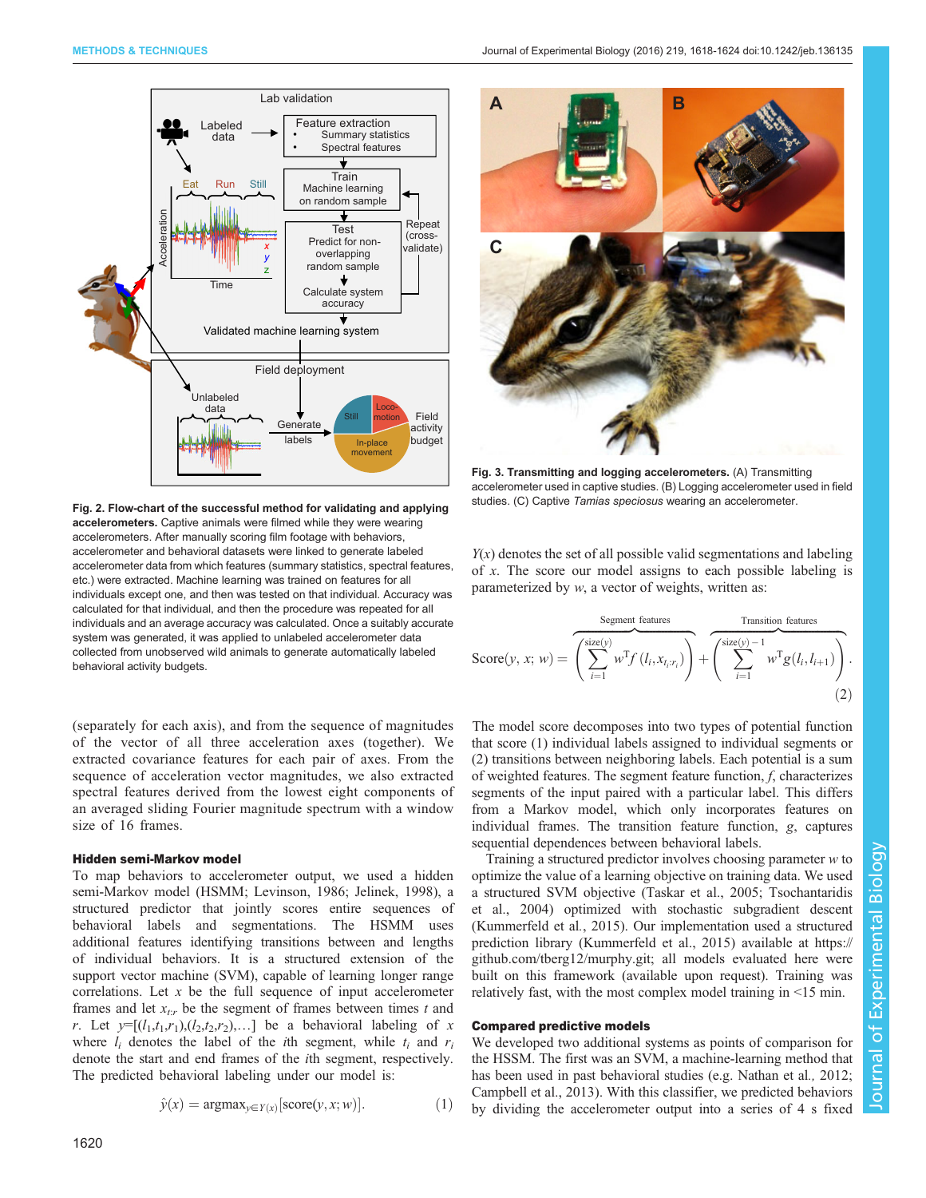**Fig. 2. Flow-chart of the successful method for validating and applying accelerometers.** Captive animals were filmed while they were wearing accelerometers. After manually scoring film footage with behaviors, accelerometer and behavioral datasets were linked to generate labeled accelerometer data from which features (summary statistics, spectral features, etc.) were extracted. Machine learning was trained on features for all individuals except one, and then was tested on that individual. Accuracy was calculated for that individual, and then the procedure was repeated for all individuals and an average accuracy was calculated. Once a suitably accurate system was generated, it was applied to unlabeled accelerometer data collected from unobserved wild animals to generate automatically labeled behavioral activity budgets.

**Fig. 3. Transmitting and logging accelerometers.** (A) Transmitting accelerometer used in captive studies. (B) Logging accelerometer used in field studies. (C) Captive *Tamias speciosus* wearing an accelerometer.

(separately for each axis), and from the sequence of magnitudes of the vector of all three acceleration axes (together). We extracted covariance features for each pair of axes. From the sequence of acceleration vector magnitudes, we also extracted spectral features derived from the lowest eight components of an averaged sliding Fourier magnitude spectrum with a window size of 16 frames.

### Hidden semi-Markov model

To map behaviors to accelerometer output, we used a hidden semi-Markov model (HSMM; Levinson, 1986; Jelinek, 1998), a structured predictor that jointly scores entire sequences of behavioral labels and segmentations. The HSMM uses additional features identifying transitions between and lengths of individual behaviors. It is a structured extension of the support vector machine (SVM), capable of learning longer range correlations. Let $x$ be the full sequence of input accelerometer frames and let $x_{t:r}$ be the segment of frames between times $t$ and $r$. Let $y=[(l_1,t_1,r_1),(l_2,t_2,r_2),\ldots]$ be a behavioral labeling of $x$ where $l_i$ denotes the label of the $i$th segment, while $t_i$ and $r_i$ denote the start and end frames of the $i$th segment, respectively. The predicted behavioral labeling under our model is:

$$\hat{y}(x) = \mathrm{argmax}_{y \in Y(x)}[\mathrm{score}(y, x; w)]. \tag{1}$$

$Y(x)$ denotes the set of all possible valid segmentations and labeling of $x$. The score our model assigns to each possible labeling is parameterized by $w$, a vector of weights, written as:

$$\mathrm{Score}(y, x; w) = \overbrace{\left(\sum_{i=1}^{\mathrm{size}(y)} w^{\mathrm{T}} f\left(l_i, x_{t_i:r_i}\right)\right)}^{\text{Segment features}} + \overbrace{\left(\sum_{i=1}^{\mathrm{size}(y)-1} w^{\mathrm{T}} g(l_i, l_{i+1})\right)}^{\text{Transition features}}. \tag{2}$$

The model score decomposes into two types of potential function that score (1) individual labels assigned to individual segments or (2) transitions between neighboring labels. Each potential is a sum of weighted features. The segment feature function, $f$, characterizes segments of the input paired with a particular label. This differs from a Markov model, which only incorporates features on individual frames. The transition feature function, $g$, captures sequential dependences between behavioral labels.

Training a structured predictor involves choosing parameter $w$ to optimize the value of a learning objective on training data. We used a structured SVM objective (Taskar et al., 2005; Tsochantaridis et al., 2004) optimized with stochastic subgradient descent (Kummerfeld et al., 2015). Our implementation used a structured prediction library (Kummerfeld et al., 2015) available at https://github.com/tberg12/murphy.git; all models evaluated here were built on this framework (available upon request). Training was relatively fast, with the most complex model training in <15 min.

### Compared predictive models

We developed two additional systems as points of comparison for the HSSM. The first was an SVM, a machine-learning method that has been used in past behavioral studies (e.g. Nathan et al., 2012; Campbell et al., 2013). With this classifier, we predicted behaviors by dividing the accelerometer output into a series of 4 s fixed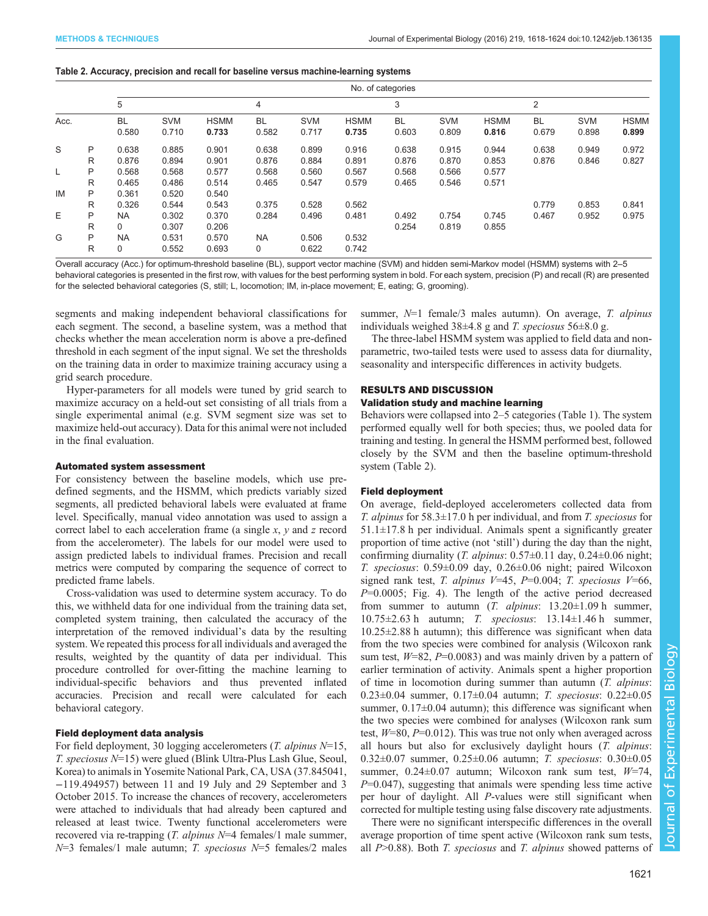**Table 2. Accuracy, precision and recall for baseline versus machine-learning systems**

| | | No. of categories | | | | | | | | | | | |
|---|---|---|---|---|---|---|---|---|---|---|---|---|---|
| | | 5 | | | 4 | | | 3 | | | 2 | | |
| Acc. | | BL 0.580 | SVM 0.710 | HSMM **0.733** | BL 0.582 | SVM 0.717 | HSMM **0.735** | BL 0.603 | SVM 0.809 | HSMM **0.816** | BL 0.679 | SVM 0.898 | HSMM **0.899** |
| S | P | 0.638 | 0.885 | 0.901 | 0.638 | 0.899 | 0.916 | 0.638 | 0.915 | 0.944 | 0.638 | 0.949 | 0.972 |
| | R | 0.876 | 0.894 | 0.901 | 0.876 | 0.884 | 0.891 | 0.876 | 0.870 | 0.853 | 0.876 | 0.846 | 0.827 |
| L | P | 0.568 | 0.568 | 0.577 | 0.568 | 0.560 | 0.567 | 0.568 | 0.566 | 0.577 | | | |
| | R | 0.465 | 0.486 | 0.514 | 0.465 | 0.547 | 0.579 | 0.465 | 0.546 | 0.571 | | | |
| IM | P | 0.361 | 0.520 | 0.540 | | | | | | | | | |
| | R | 0.326 | 0.544 | 0.543 | 0.375 | 0.528 | 0.562 | | | | 0.779 | 0.853 | 0.841 |
| E | P | NA | 0.302 | 0.370 | 0.284 | 0.496 | 0.481 | 0.492 | 0.754 | 0.745 | 0.467 | 0.952 | 0.975 |
| | R | 0 | 0.307 | 0.206 | | | | 0.254 | 0.819 | 0.855 | | | |
| G | P | NA | 0.531 | 0.570 | NA | 0.506 | 0.532 | | | | | | |
| | R | 0 | 0.552 | 0.693 | 0 | 0.622 | 0.742 | | | | | | |

Overall accuracy (Acc.) for optimum-threshold baseline (BL), support vector machine (SVM) and hidden semi-Markov model (HSMM) systems with 2–5 behavioral categories is presented in the first row, with values for the best performing system in bold. For each system, precision (P) and recall (R) are presented for the selected behavioral categories (S, still; L, locomotion; IM, in-place movement; E, eating; G, grooming).

segments and making independent behavioral classifications for each segment. The second, a baseline system, was a method that checks whether the mean acceleration norm is above a pre-defined threshold in each segment of the input signal. We set the thresholds on the training data in order to maximize training accuracy using a grid search procedure.

Hyper-parameters for all models were tuned by grid search to maximize accuracy on a held-out set consisting of all trials from a single experimental animal (e.g. SVM segment size was set to maximize held-out accuracy). Data for this animal were not included in the final evaluation.

### Automated system assessment

For consistency between the baseline models, which use pre-defined segments, and the HSMM, which predicts variably sized segments, all predicted behavioral labels were evaluated at frame level. Specifically, manual video annotation was used to assign a correct label to each acceleration frame (a single *x*, *y* and *z* record from the accelerometer). The labels for our model were used to assign predicted labels to individual frames. Precision and recall metrics were computed by comparing the sequence of correct to predicted frame labels.

Cross-validation was used to determine system accuracy. To do this, we withheld data for one individual from the training data set, completed system training, then calculated the accuracy of the interpretation of the removed individual's data by the resulting system. We repeated this process for all individuals and averaged the results, weighted by the quantity of data per individual. This procedure controlled for over-fitting the machine learning to individual-specific behaviors and thus prevented inflated accuracies. Precision and recall were calculated for each behavioral category.

### Field deployment data analysis

For field deployment, 30 logging accelerometers (*T. alpinus* $N$=15, *T. speciosus* $N$=15) were glued (Blink Ultra-Plus Lash Glue, Seoul, Korea) to animals in Yosemite National Park, CA, USA (37.845041, −119.494957) between 11 and 19 July and 29 September and 3 October 2015. To increase the chances of recovery, accelerometers were attached to individuals that had already been captured and released at least twice. Twenty functional accelerometers were recovered via re-trapping (*T. alpinus* $N$=4 females/1 male summer, $N$=3 females/1 male autumn; *T. speciosus* $N$=5 females/2 males summer, $N$=1 female/3 males autumn). On average, *T. alpinus* individuals weighed 38±4.8 g and *T. speciosus* 56±8.0 g.

The three-label HSMM system was applied to field data and non-parametric, two-tailed tests were used to assess data for diurnality, seasonality and interspecific differences in activity budgets.

## RESULTS AND DISCUSSION

### Validation study and machine learning

Behaviors were collapsed into 2–5 categories (Table 1). The system performed equally well for both species; thus, we pooled data for training and testing. In general the HSMM performed best, followed closely by the SVM and then the baseline optimum-threshold system (Table 2).

### Field deployment

On average, field-deployed accelerometers collected data from *T. alpinus* for 58.3±17.0 h per individual, and from *T. speciosus* for 51.1±17.8 h per individual. Animals spent a significantly greater proportion of time active (not 'still') during the day than the night, confirming diurnality (*T. alpinus*: 0.57±0.11 day, 0.24±0.06 night; *T. speciosus*: 0.59±0.09 day, 0.26±0.06 night; paired Wilcoxon signed rank test, *T. alpinus* $V$=45, $P$=0.004; *T. speciosus* $V$=66, $P$=0.0005; Fig. 4). The length of the active period decreased from summer to autumn (*T. alpinus*: 13.20±1.09 h summer, 10.75±2.63 h autumn; *T. speciosus*: 13.14±1.46 h summer, 10.25±2.88 h autumn); this difference was significant when data from the two species were combined for analysis (Wilcoxon rank sum test, $W$=82, $P$=0.0083) and was mainly driven by a pattern of earlier termination of activity. Animals spent a higher proportion of time in locomotion during summer than autumn (*T. alpinus*: 0.23±0.04 summer, 0.17±0.04 autumn; *T. speciosus*: 0.22±0.05 summer, 0.17±0.04 autumn); this difference was significant when the two species were combined for analyses (Wilcoxon rank sum test, $W$=80, $P$=0.012). This was true not only when averaged across all hours but also for exclusively daylight hours (*T. alpinus*: 0.32±0.07 summer, 0.25±0.06 autumn; *T. speciosus*: 0.30±0.05 summer, 0.24±0.07 autumn; Wilcoxon rank sum test, $W$=74, $P$=0.047), suggesting that animals were spending less time active per hour of daylight. All $P$-values were still significant when corrected for multiple testing using false discovery rate adjustments.

There were no significant interspecific differences in the overall average proportion of time spent active (Wilcoxon rank sum tests, all $P$>0.88). Both *T. speciosus* and *T. alpinus* showed patterns of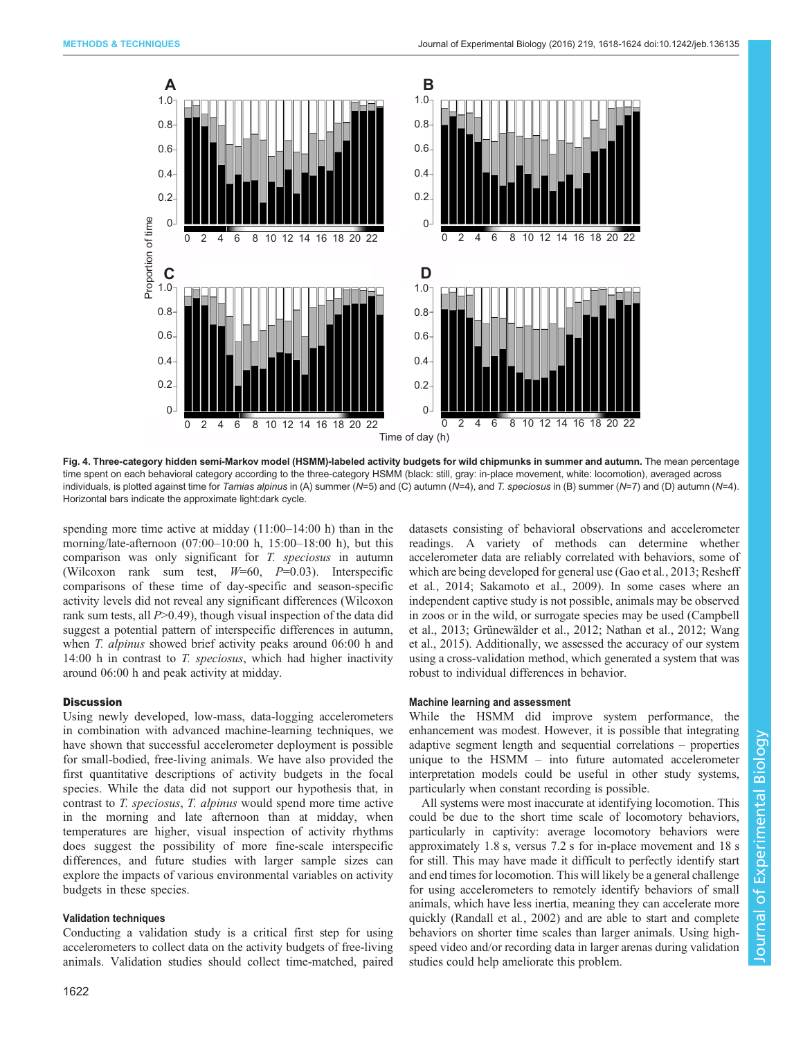Fig. 4. **Three-category hidden semi-Markov model (HSMM)-labeled activity budgets for wild chipmunks in summer and autumn.** The mean percentage time spent on each behavioral category according to the three-category HSMM (black: still, gray: in-place movement, white: locomotion), averaged across individuals, is plotted against time for *Tamias alpinus* in (A) summer (*N*=5) and (C) autumn (*N*=4), and *T. speciosus* in (B) summer (*N*=7) and (D) autumn (*N*=4). Horizontal bars indicate the approximate light:dark cycle.

spending more time active at midday (11:00–14:00 h) than in the morning/late-afternoon (07:00–10:00 h, 15:00–18:00 h), but this comparison was only significant for *T. speciosus* in autumn (Wilcoxon rank sum test, $W$=60, $P$=0.03). Interspecific comparisons of these time of day-specific and season-specific activity levels did not reveal any significant differences (Wilcoxon rank sum tests, all $P$>0.49), though visual inspection of the data did suggest a potential pattern of interspecific differences in autumn, when *T. alpinus* showed brief activity peaks around 06:00 h and 14:00 h in contrast to *T. speciosus*, which had higher inactivity around 06:00 h and peak activity at midday.

## Discussion

Using newly developed, low-mass, data-logging accelerometers in combination with advanced machine-learning techniques, we have shown that successful accelerometer deployment is possible for small-bodied, free-living animals. We have also provided the first quantitative descriptions of activity budgets in the focal species. While the data did not support our hypothesis that, in contrast to *T. speciosus*, *T. alpinus* would spend more time active in the morning and late afternoon than at midday, when temperatures are higher, visual inspection of activity rhythms does suggest the possibility of more fine-scale interspecific differences, and future studies with larger sample sizes can explore the impacts of various environmental variables on activity budgets in these species.

### Validation techniques

Conducting a validation study is a critical first step for using accelerometers to collect data on the activity budgets of free-living animals. Validation studies should collect time-matched, paired datasets consisting of behavioral observations and accelerometer readings. A variety of methods can determine whether accelerometer data are reliably correlated with behaviors, some of which are being developed for general use (Gao et al., 2013; Resheff et al., 2014; Sakamoto et al., 2009). In some cases where an independent captive study is not possible, animals may be observed in zoos or in the wild, or surrogate species may be used (Campbell et al., 2013; Grünewälder et al., 2012; Nathan et al., 2012; Wang et al., 2015). Additionally, we assessed the accuracy of our system using a cross-validation method, which generated a system that was robust to individual differences in behavior.

### Machine learning and assessment

While the HSMM did improve system performance, the enhancement was modest. However, it is possible that integrating adaptive segment length and sequential correlations – properties unique to the HSMM – into future automated accelerometer interpretation models could be useful in other study systems, particularly when constant recording is possible.

All systems were most inaccurate at identifying locomotion. This could be due to the short time scale of locomotory behaviors, particularly in captivity: average locomotory behaviors were approximately 1.8 s, versus 7.2 s for in-place movement and 18 s for still. This may have made it difficult to perfectly identify start and end times for locomotion. This will likely be a general challenge for using accelerometers to remotely identify behaviors of small animals, which have less inertia, meaning they can accelerate more quickly (Randall et al., 2002) and are able to start and complete behaviors on shorter time scales than larger animals. Using high-speed video and/or recording data in larger arenas during validation studies could help ameliorate this problem.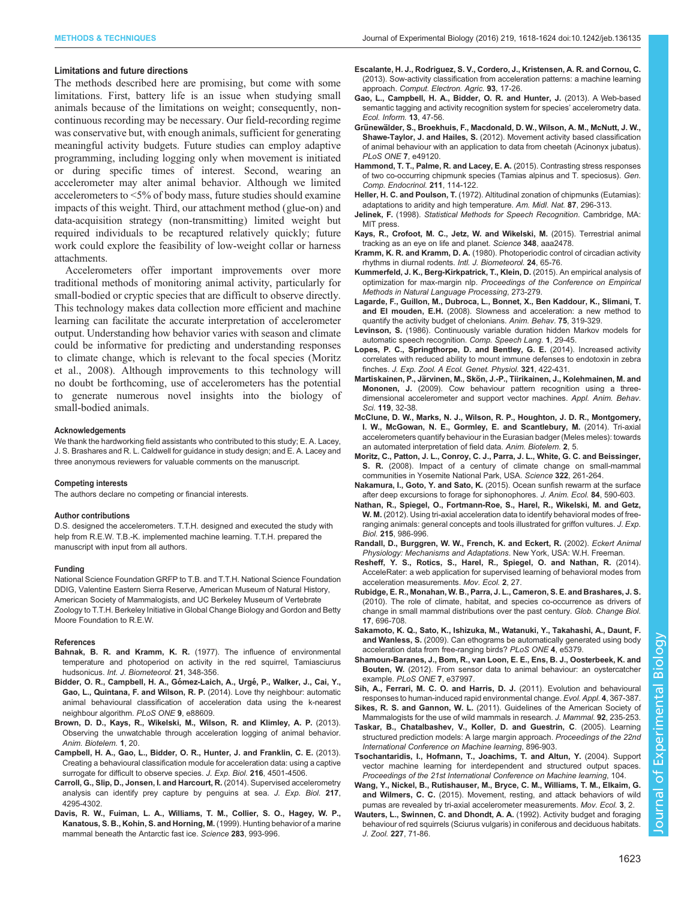### Limitations and future directions

The methods described here are promising, but come with some limitations. First, battery life is an issue when studying small animals because of the limitations on weight; consequently, non-continuous recording may be necessary. Our field-recording regime was conservative but, with enough animals, sufficient for generating meaningful activity budgets. Future studies can employ adaptive programming, including logging only when movement is initiated or during specific times of interest. Second, wearing an accelerometer may alter animal behavior. Although we limited accelerometers to <5% of body mass, future studies should examine impacts of this weight. Third, our attachment method (glue-on) and data-acquisition strategy (non-transmitting) limited weight but required individuals to be recaptured relatively quickly; future work could explore the feasibility of low-weight collar or harness attachments.

Accelerometers offer important improvements over more traditional methods of monitoring animal activity, particularly for small-bodied or cryptic species that are difficult to observe directly. This technology makes data collection more efficient and machine learning can facilitate the accurate interpretation of accelerometer output. Understanding how behavior varies with season and climate could be informative for predicting and understanding responses to climate change, which is relevant to the focal species (Moritz et al., 2008). Although improvements to this technology will no doubt be forthcoming, use of accelerometers has the potential to generate numerous novel insights into the biology of small-bodied animals.

#### Acknowledgements

We thank the hardworking field assistants who contributed to this study; E. A. Lacey, J. S. Brashares and R. L. Caldwell for guidance in study design; and E. A. Lacey and three anonymous reviewers for valuable comments on the manuscript.

#### Competing interests

The authors declare no competing or financial interests.

#### Author contributions

D.S. designed the accelerometers. T.T.H. designed and executed the study with help from R.E.W. T.B.-K. implemented machine learning. T.T.H. prepared the manuscript with input from all authors.

#### Funding

National Science Foundation GRFP to T.B. and T.T.H. National Science Foundation DDIG, Valentine Eastern Sierra Reserve, American Museum of Natural History, American Society of Mammalogists, and UC Berkeley Museum of Vertebrate Zoology to T.T.H. Berkeley Initiative in Global Change Biology and Gordon and Betty Moore Foundation to R.E.W.

#### References

**Bahnak, B. R. and Kramm, K. R.** (1977). The influence of environmental temperature and photoperiod on activity in the red squirrel, Tamiasciurus hudsonicus. *Int. J. Biometeorol.* **21**, 348-356.

**Bidder, O. R., Campbell, H. A., Gómez-Laich, A., Urgé, P., Walker, J., Cai, Y., Gao, L., Quintana, F. and Wilson, R. P.** (2014). Love thy neighbour: automatic animal behavioural classification of acceleration data using the k-nearest neighbour algorithm. *PLoS ONE* **9**, e88609.

**Brown, D. D., Kays, R., Wikelski, M., Wilson, R. and Klimley, A. P.** (2013). Observing the unwatchable through acceleration logging of animal behavior. *Anim. Biotelem.* **1**, 20.

**Campbell, H. A., Gao, L., Bidder, O. R., Hunter, J. and Franklin, C. E.** (2013). Creating a behavioural classification module for acceleration data: using a captive surrogate for difficult to observe species. *J. Exp. Biol.* **216**, 4501-4506.

**Carroll, G., Slip, D., Jonsen, I. and Harcourt, R.** (2014). Supervised accelerometry analysis can identify prey capture by penguins at sea. *J. Exp. Biol.* **217**, 4295-4302.

**Davis, R. W., Fuiman, L. A., Williams, T. M., Collier, S. O., Hagey, W. P., Kanatous, S. B., Kohin, S. and Horning, M.** (1999). Hunting behavior of a marine mammal beneath the Antarctic fast ice. *Science* **283**, 993-996.

**Escalante, H. J., Rodriguez, S. V., Cordero, J., Kristensen, A. R. and Cornou, C.** (2013). Sow-activity classification from acceleration patterns: a machine learning approach. *Comput. Electron. Agric.* **93**, 17-26.

**Gao, L., Campbell, H. A., Bidder, O. R. and Hunter, J.** (2013). A Web-based semantic tagging and activity recognition system for species' accelerometry data. *Ecol. Inform.* **13**, 47-56.

**Grünewälder, S., Broekhuis, F., Macdonald, D. W., Wilson, A. M., McNutt, J. W., Shawe-Taylor, J. and Hailes, S.** (2012). Movement activity based classification of animal behaviour with an application to data from cheetah (Acinonyx jubatus). *PLoS ONE* **7**, e49120.

**Hammond, T. T., Palme, R. and Lacey, E. A.** (2015). Contrasting stress responses of two co-occurring chipmunk species (Tamias alpinus and T. speciosus). *Gen. Comp. Endocrinol.* **211**, 114-122.

**Heller, H. C. and Poulson, T.** (1972). Altitudinal zonation of chipmunks (Eutamias): adaptations to aridity and high temperature. *Am. Midl. Nat.* **87**, 296-313.

**Jelinek, F.** (1998). *Statistical Methods for Speech Recognition*. Cambridge, MA: MIT press.

**Kays, R., Crofoot, M. C., Jetz, W. and Wikelski, M.** (2015). Terrestrial animal tracking as an eye on life and planet. *Science* **348**, aaa2478.

**Kramm, K. R. and Kramm, D. A.** (1980). Photoperiodic control of circadian activity rhythms in diurnal rodents. *Intl. J. Biometeorol.* **24**, 65-76.

**Kummerfeld, J. K., Berg-Kirkpatrick, T., Klein, D.** (2015). An empirical analysis of optimization for max-margin nlp. *Proceedings of the Conference on Empirical Methods in Natural Language Processing*, 273-279.

**Lagarde, F., Guillon, M., Dubroca, L., Bonnet, X., Ben Kaddour, K., Slimani, T. and El mouden, E.H.** (2008). Slowness and acceleration: a new method to quantify the activity budget of chelonians. *Anim. Behav.* **75**, 319-329.

**Levinson, S.** (1986). Continuously variable duration hidden Markov models for automatic speech recognition. *Comp. Speech Lang.* **1**, 29-45.

**Lopes, P. C., Springthorpe, D. and Bentley, G. E.** (2014). Increased activity correlates with reduced ability to mount immune defenses to endotoxin in zebra finches. *J. Exp. Zool. A Ecol. Genet. Physiol.* **321**, 422-431.

**Martiskainen, P., Järvinen, M., Skön, J.-P., Tiirikainen, J., Kolehmainen, M. and Mononen, J.** (2009). Cow behaviour pattern recognition using a three-dimensional accelerometer and support vector machines. *Appl. Anim. Behav. Sci.* **119**, 32-38.

**McClune, D. W., Marks, N. J., Wilson, R. P., Houghton, J. D. R., Montgomery, I. W., McGowan, N. E., Gormley, E. and Scantlebury, M.** (2014). Tri-axial accelerometers quantify behaviour in the Eurasian badger (Meles meles): towards an automated interpretation of field data. *Anim. Biotelem.* **2**, 5.

**Moritz, C., Patton, J. L., Conroy, C. J., Parra, J. L., White, G. C. and Beissinger, S. R.** (2008). Impact of a century of climate change on small-mammal communities in Yosemite National Park, USA. *Science* **322**, 261-264.

**Nakamura, I., Goto, Y. and Sato, K.** (2015). Ocean sunfish rewarm at the surface after deep excursions to forage for siphonophores. *J. Anim. Ecol.* **84**, 590-603.

**Nathan, R., Spiegel, O., Fortmann-Roe, S., Harel, R., Wikelski, M. and Getz, W. M.** (2012). Using tri-axial acceleration data to identify behavioral modes of free-ranging animals: general concepts and tools illustrated for griffon vultures. *J. Exp. Biol.* **215**, 986-996.

**Randall, D., Burggren, W. W., French, K. and Eckert, R.** (2002). *Eckert Animal Physiology: Mechanisms and Adaptations*. New York, USA: W.H. Freeman.

**Resheff, Y. S., Rotics, S., Harel, R., Spiegel, O. and Nathan, R.** (2014). AcceleRater: a web application for supervised learning of behavioral modes from acceleration measurements. *Mov. Ecol.* **2**, 27.

**Rubidge, E. R., Monahan, W. B., Parra, J. L., Cameron, S. E. and Brashares, J. S.** (2010). The role of climate, habitat, and species co-occurrence as drivers of change in small mammal distributions over the past century. *Glob. Change Biol.* **17**, 696-708.

**Sakamoto, K. Q., Sato, K., Ishizuka, M., Watanuki, Y., Takahashi, A., Daunt, F. and Wanless, S.** (2009). Can ethograms be automatically generated using body acceleration data from free-ranging birds? *PLoS ONE* **4**, e5379.

**Shamoun-Baranes, J., Bom, R., van Loon, E. E., Ens, B. J., Oosterbeek, K. and Bouten, W.** (2012). From sensor data to animal behaviour: an oystercatcher example. *PLoS ONE* **7**, e37997.

**Sih, A., Ferrari, M. C. O. and Harris, D. J.** (2011). Evolution and behavioural responses to human-induced rapid environmental change. *Evol. Appl.* **4**, 367-387.

**Sikes, R. S. and Gannon, W. L.** (2011). Guidelines of the American Society of Mammalogists for the use of wild mammals in research. *J. Mammal.* **92**, 235-253.

**Taskar, B., Chatalbashev, V., Koller, D. and Guestrin, C.** (2005). Learning structured prediction models: A large margin approach. *Proceedings of the 22nd International Conference on Machine Learning*, 896-903.

**Tsochantaridis, I., Hofmann, T., Joachims, T. and Altun, Y.** (2004). Support vector machine learning for interdependent and structured output spaces. *Proceedings of the 21st International Conference on Machine Learning*, 104.

**Wang, Y., Nickel, B., Rutishauser, M., Bryce, C. M., Williams, T. M., Elkaim, G. and Wilmers, C. C.** (2015). Movement, resting, and attack behaviors of wild pumas are revealed by tri-axial accelerometer measurements. *Mov. Ecol.* **3**, 2.

**Wauters, L., Swinnen, C. and Dhondt, A. A.** (1992). Activity budget and foraging behaviour of red squirrels (Sciurus vulgaris) in coniferous and deciduous habitats. *J. Zool.* **227**, 71-86.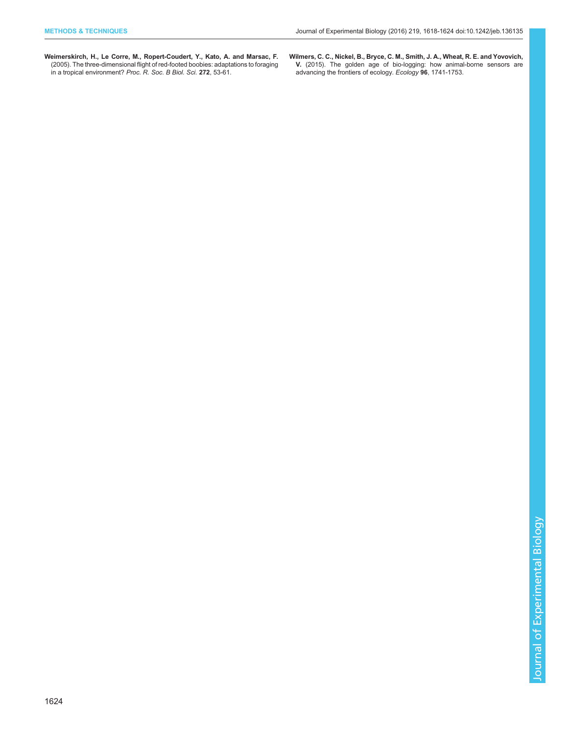**Weimerskirch, H., Le Corre, M., Ropert-Coudert, Y., Kato, A. and Marsac, F.** (2005). The three-dimensional flight of red-footed boobies: adaptations to foraging in a tropical environment? *Proc. R. Soc. B Biol. Sci.* **272**, 53-61.

**Wilmers, C. C., Nickel, B., Bryce, C. M., Smith, J. A., Wheat, R. E. and Yovovich, V.** (2015). The golden age of bio-logging: how animal-borne sensors are advancing the frontiers of ecology. *Ecology* **96**, 1741-1753.